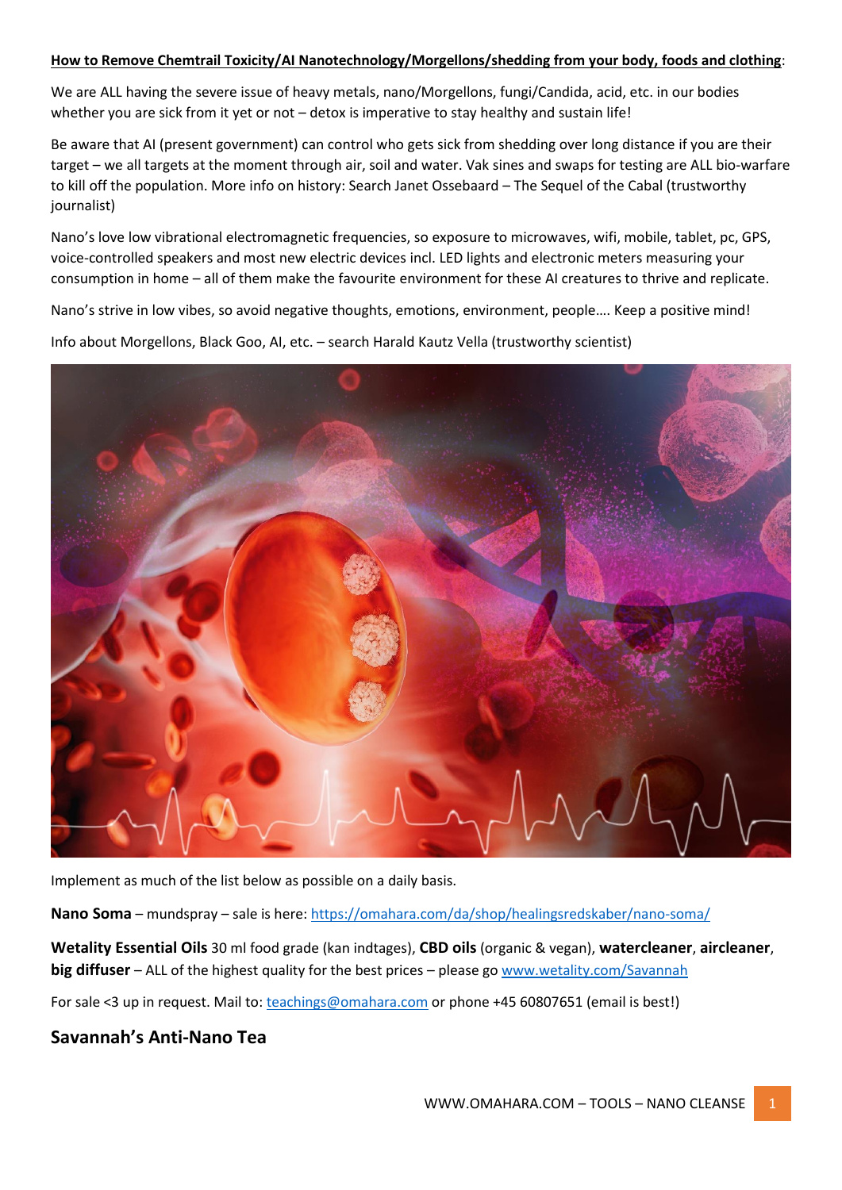**How to Remove Chemtrail Toxicity/AI Nanotechnology/Morgellons/shedding from your body, foods and clothing**:

We are ALL having the severe issue of heavy metals, nano/Morgellons, fungi/Candida, acid, etc. in our bodies whether you are sick from it yet or not – detox is imperative to stay healthy and sustain life!

Be aware that AI (present government) can control who gets sick from shedding over long distance if you are their target – we all targets at the moment through air, soil and water. Vak sines and swaps for testing are ALL bio-warfare to kill off the population. More info on history: Search Janet Ossebaard – The Sequel of the Cabal (trustworthy journalist)

Nano's love low vibrational electromagnetic frequencies, so exposure to microwaves, wifi, mobile, tablet, pc, GPS, voice-controlled speakers and most new electric devices incl. LED lights and electronic meters measuring your consumption in home – all of them make the favourite environment for these AI creatures to thrive and replicate.

Nano's strive in low vibes, so avoid negative thoughts, emotions, environment, people…. Keep a positive mind!

Info about Morgellons, Black Goo, AI, etc. – search Harald Kautz Vella (trustworthy scientist)

Implement as much of the list below as possible on a daily basis.

**Nano Soma** – mundspray – sale is here: https://omahara.com/da/shop/healingsredskaber/nano-soma/

**Wetality Essential Oils** 30 ml food grade (kan indtages), **CBD oils** (organic & vegan), **watercleaner**, **aircleaner**, **big diffuser** – ALL of the highest quality for the best prices – please go www.wetality.com/Savannah

For sale <3 up in request. Mail to: teachings@omahara.com or phone +45 60807651 (email is best!)

## Savannah's Anti-Nano Tea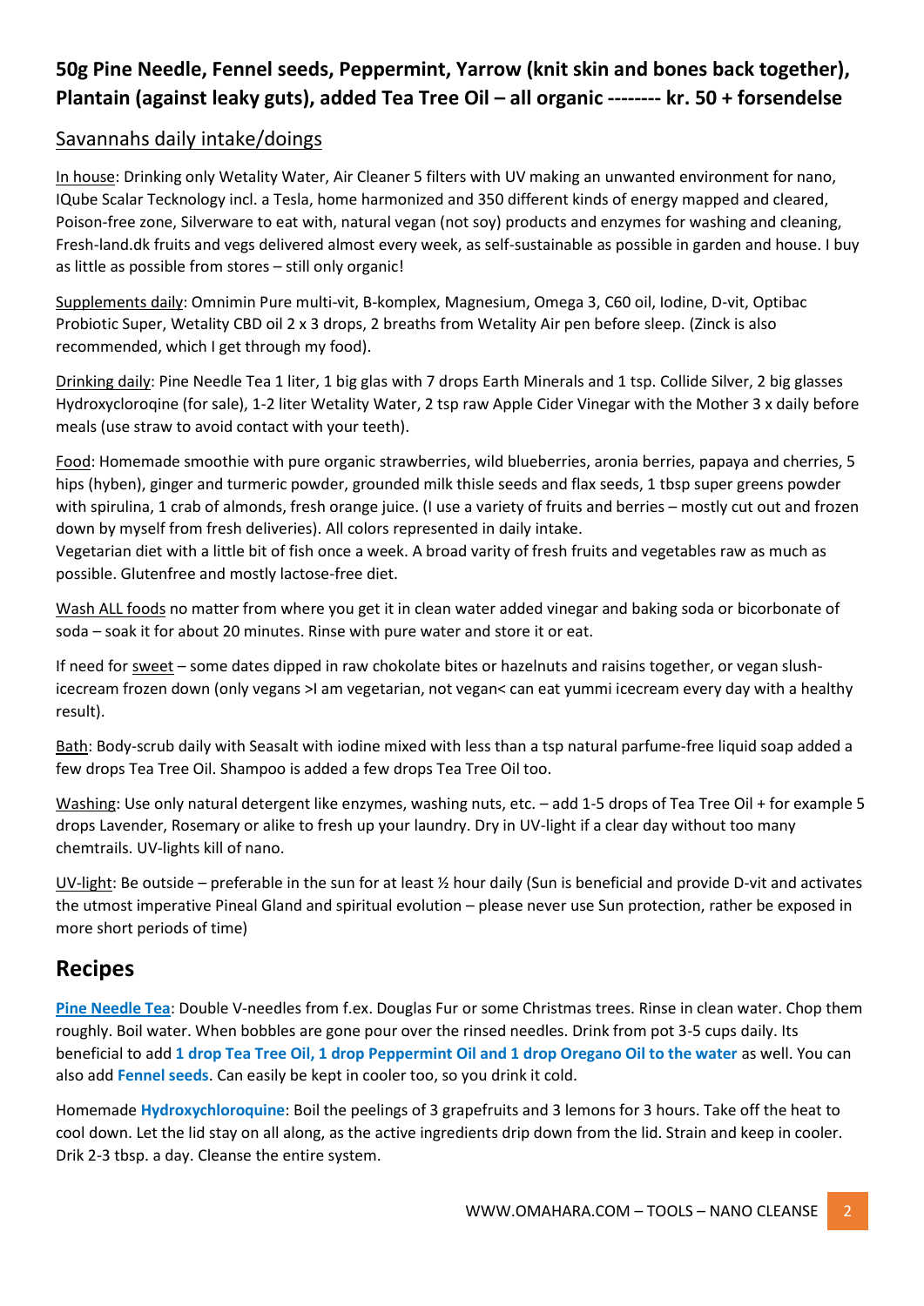## 50g Pine Needle, Fennel seeds, Peppermint, Yarrow (knit skin and bones back together), Plantain (against leaky guts), added Tea Tree Oil – all organic -------- kr. 50 + forsendelse

### Savannahs daily intake/doings

In house: Drinking only Wetality Water, Air Cleaner 5 filters with UV making an unwanted environment for nano, IQube Scalar Tecknology incl. a Tesla, home harmonized and 350 different kinds of energy mapped and cleared, Poison-free zone, Silverware to eat with, natural vegan (not soy) products and enzymes for washing and cleaning, Fresh-land.dk fruits and vegs delivered almost every week, as self-sustainable as possible in garden and house. I buy as little as possible from stores – still only organic!

Supplements daily: Omnimin Pure multi-vit, B-komplex, Magnesium, Omega 3, C60 oil, Iodine, D-vit, Optibac Probiotic Super, Wetality CBD oil 2 x 3 drops, 2 breaths from Wetality Air pen before sleep. (Zinck is also recommended, which I get through my food).

Drinking daily: Pine Needle Tea 1 liter, 1 big glas with 7 drops Earth Minerals and 1 tsp. Collide Silver, 2 big glasses Hydroxycloroqine (for sale), 1-2 liter Wetality Water, 2 tsp raw Apple Cider Vinegar with the Mother 3 x daily before meals (use straw to avoid contact with your teeth).

Food: Homemade smoothie with pure organic strawberries, wild blueberries, aronia berries, papaya and cherries, 5 hips (hyben), ginger and turmeric powder, grounded milk thisle seeds and flax seeds, 1 tbsp super greens powder with spirulina, 1 crab of almonds, fresh orange juice. (I use a variety of fruits and berries – mostly cut out and frozen down by myself from fresh deliveries). All colors represented in daily intake.
Vegetarian diet with a little bit of fish once a week. A broad varity of fresh fruits and vegetables raw as much as possible. Glutenfree and mostly lactose-free diet.

Wash ALL foods no matter from where you get it in clean water added vinegar and baking soda or bicorbonate of soda – soak it for about 20 minutes. Rinse with pure water and store it or eat.

If need for sweet – some dates dipped in raw chokolate bites or hazelnuts and raisins together, or vegan slush-icecream frozen down (only vegans >I am vegetarian, not vegan< can eat yummi icecream every day with a healthy result).

Bath: Body-scrub daily with Seasalt with iodine mixed with less than a tsp natural parfume-free liquid soap added a few drops Tea Tree Oil. Shampoo is added a few drops Tea Tree Oil too.

Washing: Use only natural detergent like enzymes, washing nuts, etc. – add 1-5 drops of Tea Tree Oil + for example 5 drops Lavender, Rosemary or alike to fresh up your laundry. Dry in UV-light if a clear day without too many chemtrails. UV-lights kill of nano.

UV-light: Be outside – preferable in the sun for at least ½ hour daily (Sun is beneficial and provide D-vit and activates the utmost imperative Pineal Gland and spiritual evolution – please never use Sun protection, rather be exposed in more short periods of time)

## Recipes

**Pine Needle Tea**: Double V-needles from f.ex. Douglas Fur or some Christmas trees. Rinse in clean water. Chop them roughly. Boil water. When bobbles are gone pour over the rinsed needles. Drink from pot 3-5 cups daily. Its beneficial to add **1 drop Tea Tree Oil, 1 drop Peppermint Oil and 1 drop Oregano Oil to the water** as well. You can also add **Fennel seeds**. Can easily be kept in cooler too, so you drink it cold.

Homemade **Hydroxychloroquine**: Boil the peelings of 3 grapefruits and 3 lemons for 3 hours. Take off the heat to cool down. Let the lid stay on all along, as the active ingredients drip down from the lid. Strain and keep in cooler. Drik 2-3 tbsp. a day. Cleanse the entire system.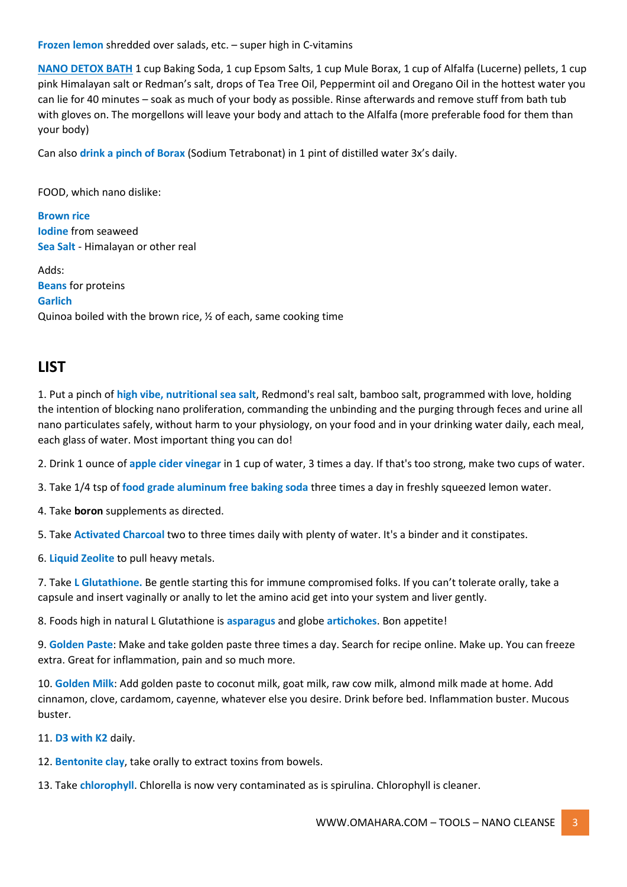**Frozen lemon** shredded over salads, etc. – super high in C-vitamins

**NANO DETOX BATH** 1 cup Baking Soda, 1 cup Epsom Salts, 1 cup Mule Borax, 1 cup of Alfalfa (Lucerne) pellets, 1 cup pink Himalayan salt or Redman's salt, drops of Tea Tree Oil, Peppermint oil and Oregano Oil in the hottest water you can lie for 40 minutes – soak as much of your body as possible. Rinse afterwards and remove stuff from bath tub with gloves on. The morgellons will leave your body and attach to the Alfalfa (more preferable food for them than your body)

Can also **drink a pinch of Borax** (Sodium Tetrabonat) in 1 pint of distilled water 3x's daily.

FOOD, which nano dislike:

**Brown rice**
**Iodine** from seaweed
**Sea Salt** - Himalayan or other real

Adds:
**Beans** for proteins
**Garlich**
Quinoa boiled with the brown rice, ½ of each, same cooking time

## LIST

1. Put a pinch of **high vibe, nutritional sea salt**, Redmond's real salt, bamboo salt, programmed with love, holding the intention of blocking nano proliferation, commanding the unbinding and the purging through feces and urine all nano particulates safely, without harm to your physiology, on your food and in your drinking water daily, each meal, each glass of water. Most important thing you can do!

2. Drink 1 ounce of **apple cider vinegar** in 1 cup of water, 3 times a day. If that's too strong, make two cups of water.

3. Take 1/4 tsp of **food grade aluminum free baking soda** three times a day in freshly squeezed lemon water.

4. Take **boron** supplements as directed.

5. Take **Activated Charcoal** two to three times daily with plenty of water. It's a binder and it constipates.

6. **Liquid Zeolite** to pull heavy metals.

7. Take **L Glutathione.** Be gentle starting this for immune compromised folks. If you can't tolerate orally, take a capsule and insert vaginally or anally to let the amino acid get into your system and liver gently.

8. Foods high in natural L Glutathione is **asparagus** and globe **artichokes**. Bon appetite!

9. **Golden Paste**: Make and take golden paste three times a day. Search for recipe online. Make up. You can freeze extra. Great for inflammation, pain and so much more.

10. **Golden Milk**: Add golden paste to coconut milk, goat milk, raw cow milk, almond milk made at home. Add cinnamon, clove, cardamom, cayenne, whatever else you desire. Drink before bed. Inflammation buster. Mucous buster.

11. **D3 with K2** daily.

12. **Bentonite clay**, take orally to extract toxins from bowels.

13. Take **chlorophyll**. Chlorella is now very contaminated as is spirulina. Chlorophyll is cleaner.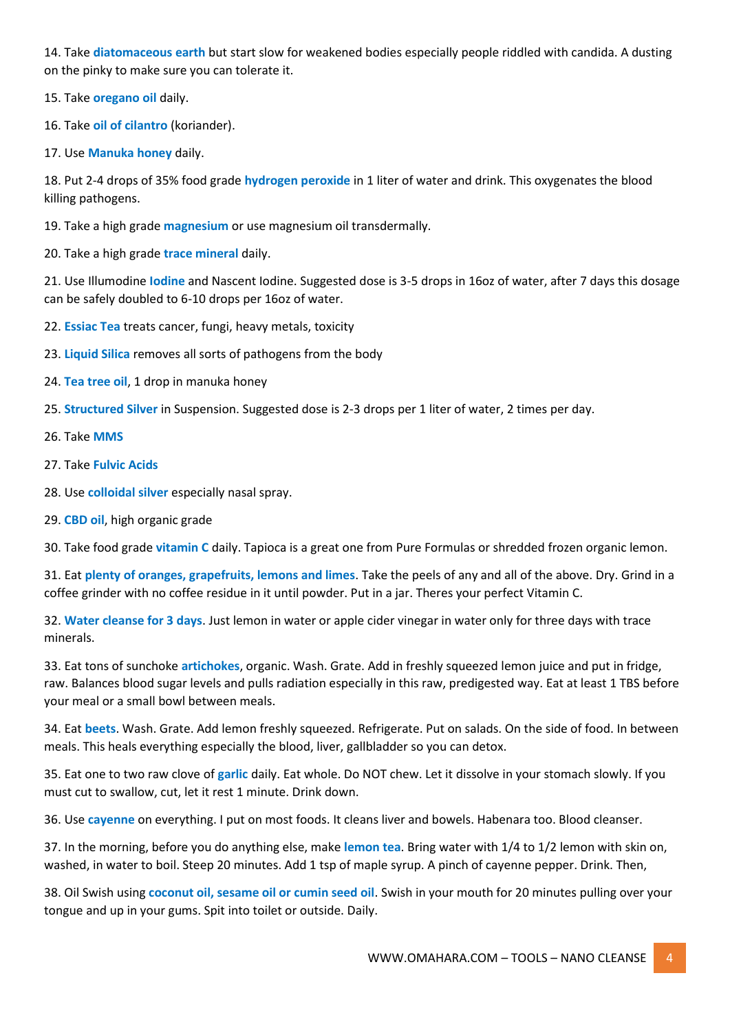14. Take **diatomaceous earth** but start slow for weakened bodies especially people riddled with candida. A dusting on the pinky to make sure you can tolerate it.

15. Take **oregano oil** daily.

16. Take **oil of cilantro** (koriander).

17. Use **Manuka honey** daily.

18. Put 2-4 drops of 35% food grade **hydrogen peroxide** in 1 liter of water and drink. This oxygenates the blood killing pathogens.

19. Take a high grade **magnesium** or use magnesium oil transdermally.

20. Take a high grade **trace mineral** daily.

21. Use Illumodine **Iodine** and Nascent Iodine. Suggested dose is 3-5 drops in 16oz of water, after 7 days this dosage can be safely doubled to 6-10 drops per 16oz of water.

22. **Essiac Tea** treats cancer, fungi, heavy metals, toxicity

23. **Liquid Silica** removes all sorts of pathogens from the body

24. **Tea tree oil**, 1 drop in manuka honey

25. **Structured Silver** in Suspension. Suggested dose is 2-3 drops per 1 liter of water, 2 times per day.

26. Take **MMS**

27. Take **Fulvic Acids**

28. Use **colloidal silver** especially nasal spray.

29. **CBD oil**, high organic grade

30. Take food grade **vitamin C** daily. Tapioca is a great one from Pure Formulas or shredded frozen organic lemon.

31. Eat **plenty of oranges, grapefruits, lemons and limes**. Take the peels of any and all of the above. Dry. Grind in a coffee grinder with no coffee residue in it until powder. Put in a jar. Theres your perfect Vitamin C.

32. **Water cleanse for 3 days**. Just lemon in water or apple cider vinegar in water only for three days with trace minerals.

33. Eat tons of sunchoke **artichokes**, organic. Wash. Grate. Add in freshly squeezed lemon juice and put in fridge, raw. Balances blood sugar levels and pulls radiation especially in this raw, predigested way. Eat at least 1 TBS before your meal or a small bowl between meals.

34. Eat **beets**. Wash. Grate. Add lemon freshly squeezed. Refrigerate. Put on salads. On the side of food. In between meals. This heals everything especially the blood, liver, gallbladder so you can detox.

35. Eat one to two raw clove of **garlic** daily. Eat whole. Do NOT chew. Let it dissolve in your stomach slowly. If you must cut to swallow, cut, let it rest 1 minute. Drink down.

36. Use **cayenne** on everything. I put on most foods. It cleans liver and bowels. Habenara too. Blood cleanser.

37. In the morning, before you do anything else, make **lemon tea**. Bring water with 1/4 to 1/2 lemon with skin on, washed, in water to boil. Steep 20 minutes. Add 1 tsp of maple syrup. A pinch of cayenne pepper. Drink. Then,

38. Oil Swish using **coconut oil, sesame oil or cumin seed oil**. Swish in your mouth for 20 minutes pulling over your tongue and up in your gums. Spit into toilet or outside. Daily.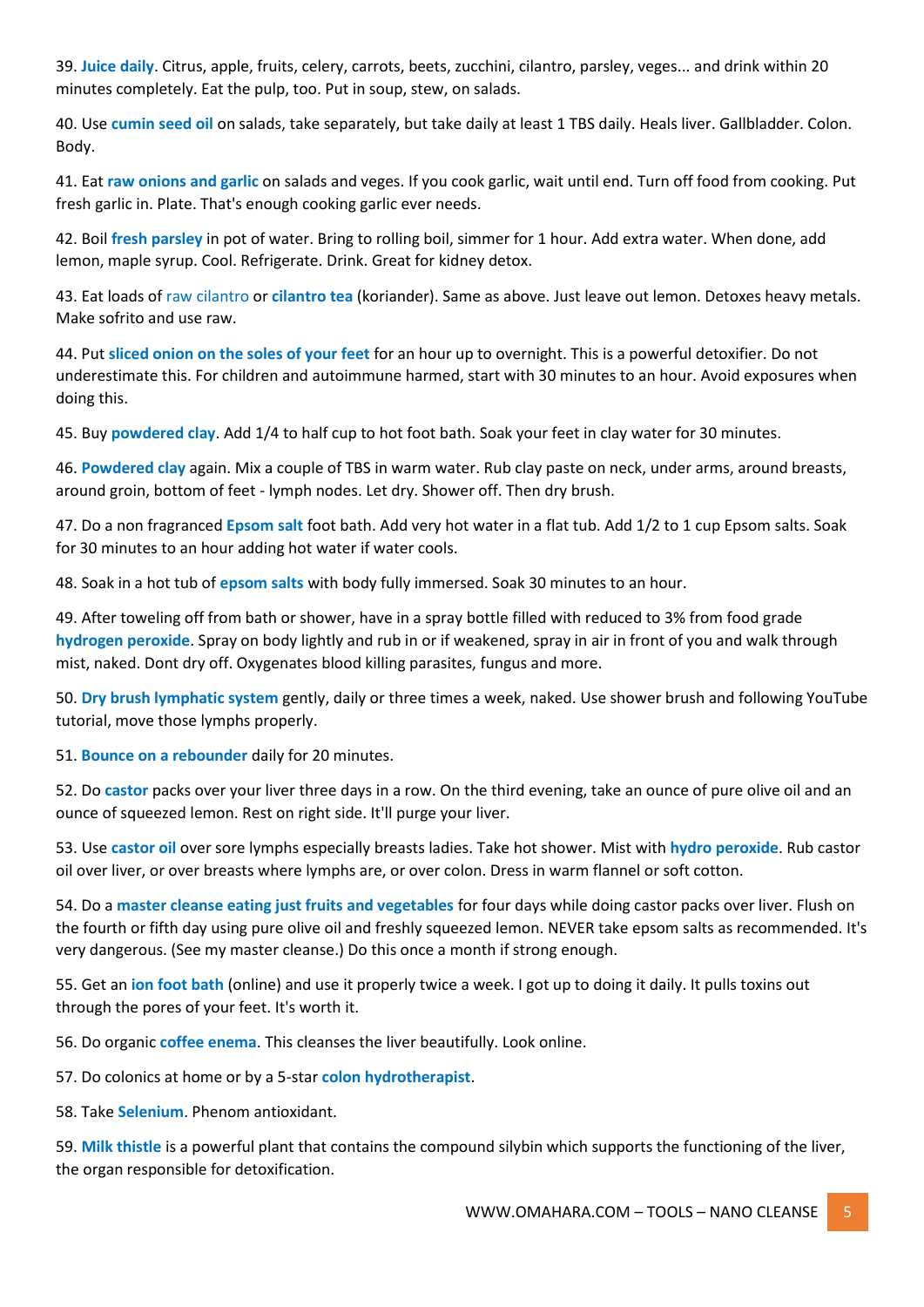39. **Juice daily**. Citrus, apple, fruits, celery, carrots, beets, zucchini, cilantro, parsley, veges... and drink within 20 minutes completely. Eat the pulp, too. Put in soup, stew, on salads.

40. Use **cumin seed oil** on salads, take separately, but take daily at least 1 TBS daily. Heals liver. Gallbladder. Colon. Body.

41. Eat **raw onions and garlic** on salads and veges. If you cook garlic, wait until end. Turn off food from cooking. Put fresh garlic in. Plate. That's enough cooking garlic ever needs.

42. Boil **fresh parsley** in pot of water. Bring to rolling boil, simmer for 1 hour. Add extra water. When done, add lemon, maple syrup. Cool. Refrigerate. Drink. Great for kidney detox.

43. Eat loads of raw cilantro or **cilantro tea** (koriander). Same as above. Just leave out lemon. Detoxes heavy metals. Make sofrito and use raw.

44. Put **sliced onion on the soles of your feet** for an hour up to overnight. This is a powerful detoxifier. Do not underestimate this. For children and autoimmune harmed, start with 30 minutes to an hour. Avoid exposures when doing this.

45. Buy **powdered clay**. Add 1/4 to half cup to hot foot bath. Soak your feet in clay water for 30 minutes.

46. **Powdered clay** again. Mix a couple of TBS in warm water. Rub clay paste on neck, under arms, around breasts, around groin, bottom of feet - lymph nodes. Let dry. Shower off. Then dry brush.

47. Do a non fragranced **Epsom salt** foot bath. Add very hot water in a flat tub. Add 1/2 to 1 cup Epsom salts. Soak for 30 minutes to an hour adding hot water if water cools.

48. Soak in a hot tub of **epsom salts** with body fully immersed. Soak 30 minutes to an hour.

49. After toweling off from bath or shower, have in a spray bottle filled with reduced to 3% from food grade **hydrogen peroxide**. Spray on body lightly and rub in or if weakened, spray in air in front of you and walk through mist, naked. Dont dry off. Oxygenates blood killing parasites, fungus and more.

50. **Dry brush lymphatic system** gently, daily or three times a week, naked. Use shower brush and following YouTube tutorial, move those lymphs properly.

51. **Bounce on a rebounder** daily for 20 minutes.

52. Do **castor** packs over your liver three days in a row. On the third evening, take an ounce of pure olive oil and an ounce of squeezed lemon. Rest on right side. It'll purge your liver.

53. Use **castor oil** over sore lymphs especially breasts ladies. Take hot shower. Mist with **hydro peroxide**. Rub castor oil over liver, or over breasts where lymphs are, or over colon. Dress in warm flannel or soft cotton.

54. Do a **master cleanse eating just fruits and vegetables** for four days while doing castor packs over liver. Flush on the fourth or fifth day using pure olive oil and freshly squeezed lemon. NEVER take epsom salts as recommended. It's very dangerous. (See my master cleanse.) Do this once a month if strong enough.

55. Get an **ion foot bath** (online) and use it properly twice a week. I got up to doing it daily. It pulls toxins out through the pores of your feet. It's worth it.

56. Do organic **coffee enema**. This cleanses the liver beautifully. Look online.

57. Do colonics at home or by a 5-star **colon hydrotherapist**.

58. Take **Selenium**. Phenom antioxidant.

59. **Milk thistle** is a powerful plant that contains the compound silybin which supports the functioning of the liver, the organ responsible for detoxification.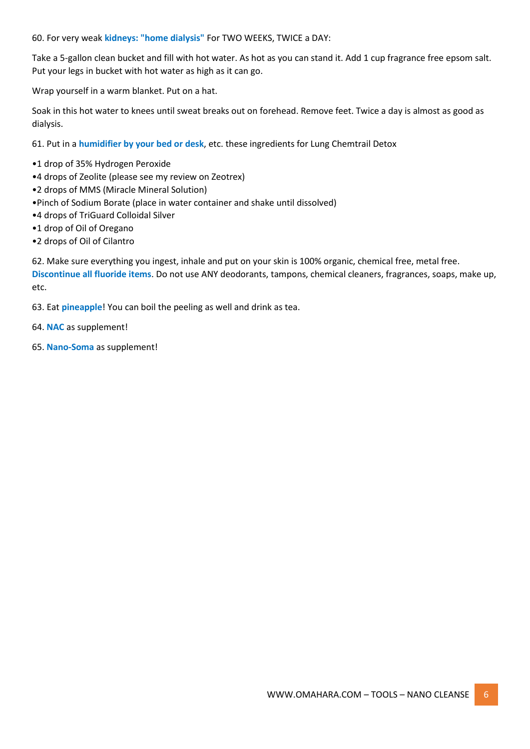60. For very weak **kidneys: "home dialysis"** For TWO WEEKS, TWICE a DAY:

Take a 5-gallon clean bucket and fill with hot water. As hot as you can stand it. Add 1 cup fragrance free epsom salt. Put your legs in bucket with hot water as high as it can go.

Wrap yourself in a warm blanket. Put on a hat.

Soak in this hot water to knees until sweat breaks out on forehead. Remove feet. Twice a day is almost as good as dialysis.

61. Put in a **humidifier by your bed or desk**, etc. these ingredients for Lung Chemtrail Detox

- 1 drop of 35% Hydrogen Peroxide
- 4 drops of Zeolite (please see my review on Zeotrex)
- 2 drops of MMS (Miracle Mineral Solution)
- Pinch of Sodium Borate (place in water container and shake until dissolved)
- 4 drops of TriGuard Colloidal Silver
- 1 drop of Oil of Oregano
- 2 drops of Oil of Cilantro

62. Make sure everything you ingest, inhale and put on your skin is 100% organic, chemical free, metal free. **Discontinue all fluoride items**. Do not use ANY deodorants, tampons, chemical cleaners, fragrances, soaps, make up, etc.

63. Eat **pineapple**! You can boil the peeling as well and drink as tea.

64. **NAC** as supplement!

65. **Nano-Soma** as supplement!